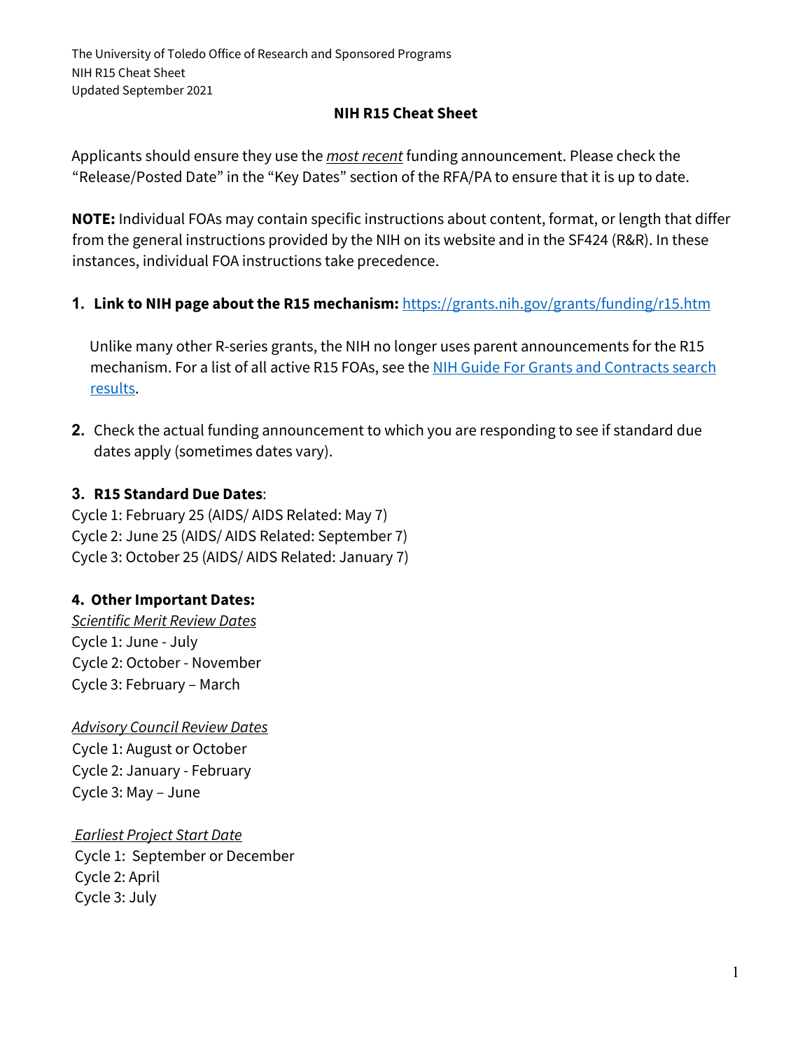The University of Toledo Office of Research and Sponsored Programs
NIH R15 Cheat Sheet
Updated September 2021

# NIH R15 Cheat Sheet

Applicants should ensure they use the *most recent* funding announcement. Please check the "Release/Posted Date" in the "Key Dates" section of the RFA/PA to ensure that it is up to date.

**NOTE:** Individual FOAs may contain specific instructions about content, format, or length that differ from the general instructions provided by the NIH on its website and in the SF424 (R&R). In these instances, individual FOA instructions take precedence.

1. **Link to NIH page about the R15 mechanism:** [https://grants.nih.gov/grants/funding/r15.htm](https://grants.nih.gov/grants/funding/r15.htm)

   Unlike many other R-series grants, the NIH no longer uses parent announcements for the R15 mechanism. For a list of all active R15 FOAs, see the NIH Guide For Grants and Contracts search results.

2. Check the actual funding announcement to which you are responding to see if standard due dates apply (sometimes dates vary).

### 3. R15 Standard Due Dates:

Cycle 1: February 25 (AIDS/ AIDS Related: May 7)
Cycle 2: June 25 (AIDS/ AIDS Related: September 7)
Cycle 3: October 25 (AIDS/ AIDS Related: January 7)

### 4. Other Important Dates:

*Scientific Merit Review Dates*
Cycle 1: June - July
Cycle 2: October - November
Cycle 3: February – March

*Advisory Council Review Dates*
Cycle 1: August or October
Cycle 2: January - February
Cycle 3: May – June

*Earliest Project Start Date*
Cycle 1: September or December
Cycle 2: April
Cycle 3: July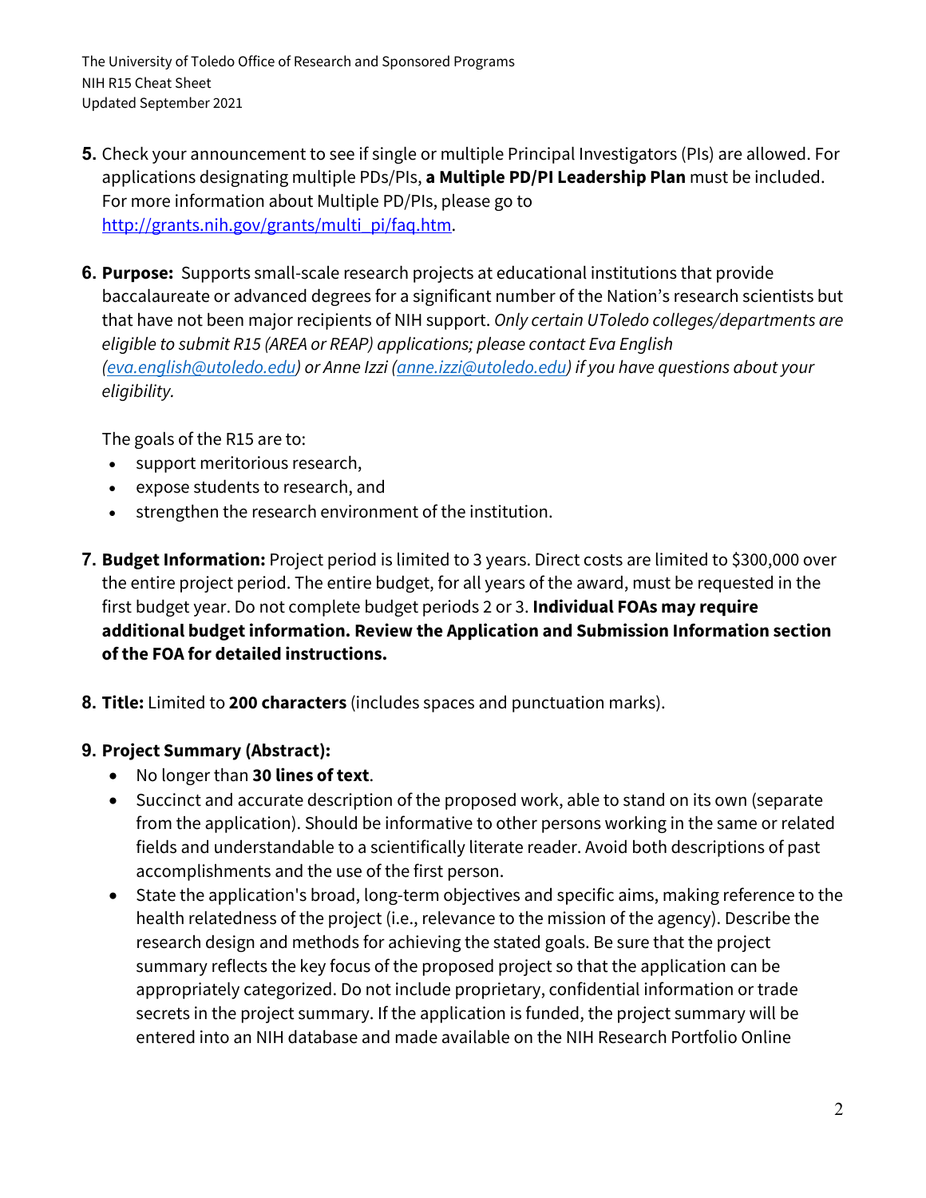5. Check your announcement to see if single or multiple Principal Investigators (PIs) are allowed. For applications designating multiple PDs/PIs, **a Multiple PD/PI Leadership Plan** must be included. For more information about Multiple PD/PIs, please go to [http://grants.nih.gov/grants/multi_pi/faq.htm](http://grants.nih.gov/grants/multi_pi/faq.htm).

6. **Purpose:** Supports small-scale research projects at educational institutions that provide baccalaureate or advanced degrees for a significant number of the Nation's research scientists but that have not been major recipients of NIH support. *Only certain UToledo colleges/departments are eligible to submit R15 (AREA or REAP) applications; please contact Eva English ([eva.english@utoledo.edu](mailto:eva.english@utoledo.edu)) or Anne Izzi ([anne.izzi@utoledo.edu](mailto:anne.izzi@utoledo.edu)) if you have questions about your eligibility.*

   The goals of the R15 are to:
   - support meritorious research,
   - expose students to research, and
   - strengthen the research environment of the institution.

7. **Budget Information:** Project period is limited to 3 years. Direct costs are limited to $300,000 over the entire project period. The entire budget, for all years of the award, must be requested in the first budget year. Do not complete budget periods 2 or 3. **Individual FOAs may require additional budget information. Review the Application and Submission Information section of the FOA for detailed instructions.**

8. **Title:** Limited to **200 characters** (includes spaces and punctuation marks).

9. **Project Summary (Abstract):**
   - No longer than **30 lines of text**.
   - Succinct and accurate description of the proposed work, able to stand on its own (separate from the application). Should be informative to other persons working in the same or related fields and understandable to a scientifically literate reader. Avoid both descriptions of past accomplishments and the use of the first person.
   - State the application's broad, long-term objectives and specific aims, making reference to the health relatedness of the project (i.e., relevance to the mission of the agency). Describe the research design and methods for achieving the stated goals. Be sure that the project summary reflects the key focus of the proposed project so that the application can be appropriately categorized. Do not include proprietary, confidential information or trade secrets in the project summary. If the application is funded, the project summary will be entered into an NIH database and made available on the NIH Research Portfolio Online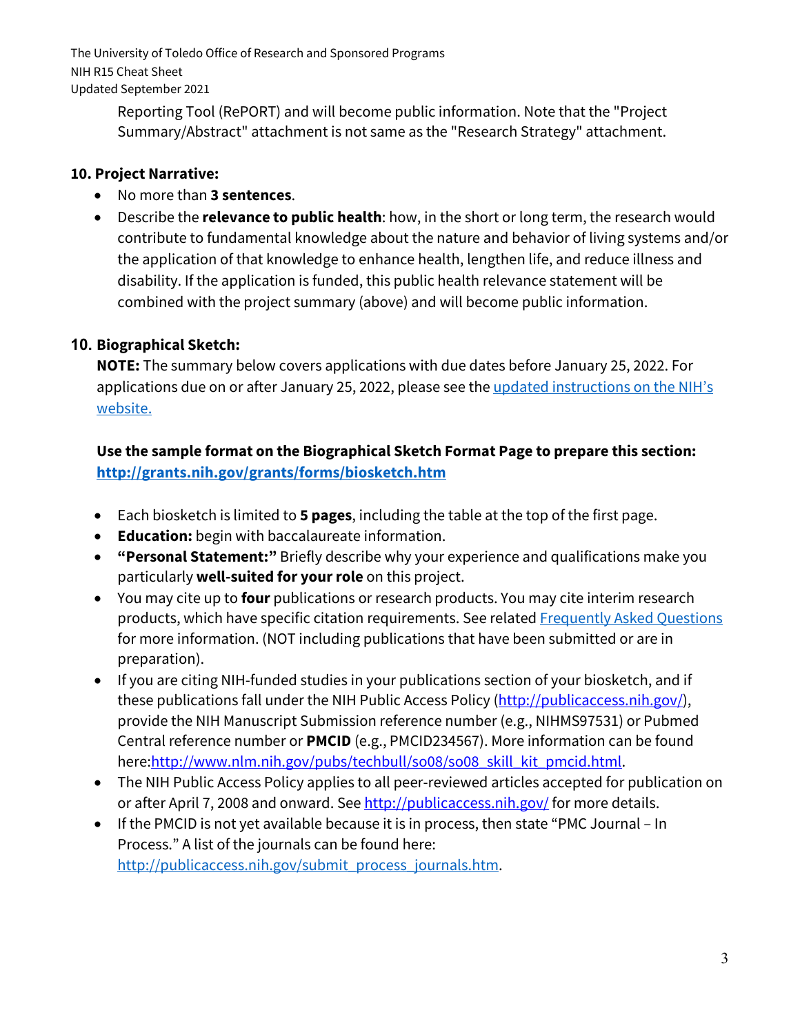Reporting Tool (RePORT) and will become public information. Note that the "Project Summary/Abstract" attachment is not same as the "Research Strategy" attachment.

**10. Project Narrative:**

- No more than **3 sentences**.
- Describe the **relevance to public health**: how, in the short or long term, the research would contribute to fundamental knowledge about the nature and behavior of living systems and/or the application of that knowledge to enhance health, lengthen life, and reduce illness and disability. If the application is funded, this public health relevance statement will be combined with the project summary (above) and will become public information.

**10. Biographical Sketch:**

**NOTE:** The summary below covers applications with due dates before January 25, 2022. For applications due on or after January 25, 2022, please see the [updated instructions on the NIH's website.]()

**Use the sample format on the Biographical Sketch Format Page to prepare this section: [http://grants.nih.gov/grants/forms/biosketch.htm](http://grants.nih.gov/grants/forms/biosketch.htm)**

- Each biosketch is limited to **5 pages**, including the table at the top of the first page.
- **Education:** begin with baccalaureate information.
- **"Personal Statement:"** Briefly describe why your experience and qualifications make you particularly **well-suited for your role** on this project.
- You may cite up to **four** publications or research products. You may cite interim research products, which have specific citation requirements. See related [Frequently Asked Questions]() for more information. (NOT including publications that have been submitted or are in preparation).
- If you are citing NIH-funded studies in your publications section of your biosketch, and if these publications fall under the NIH Public Access Policy ([http://publicaccess.nih.gov/](http://publicaccess.nih.gov/)), provide the NIH Manuscript Submission reference number (e.g., NIHMS97531) or Pubmed Central reference number or **PMCID** (e.g., PMCID234567). More information can be found here:[http://www.nlm.nih.gov/pubs/techbull/so08/so08_skill_kit_pmcid.html](http://www.nlm.nih.gov/pubs/techbull/so08/so08_skill_kit_pmcid.html).
- The NIH Public Access Policy applies to all peer-reviewed articles accepted for publication on or after April 7, 2008 and onward. See [http://publicaccess.nih.gov/](http://publicaccess.nih.gov/) for more details.
- If the PMCID is not yet available because it is in process, then state "PMC Journal – In Process." A list of the journals can be found here: [http://publicaccess.nih.gov/submit_process_journals.htm](http://publicaccess.nih.gov/submit_process_journals.htm).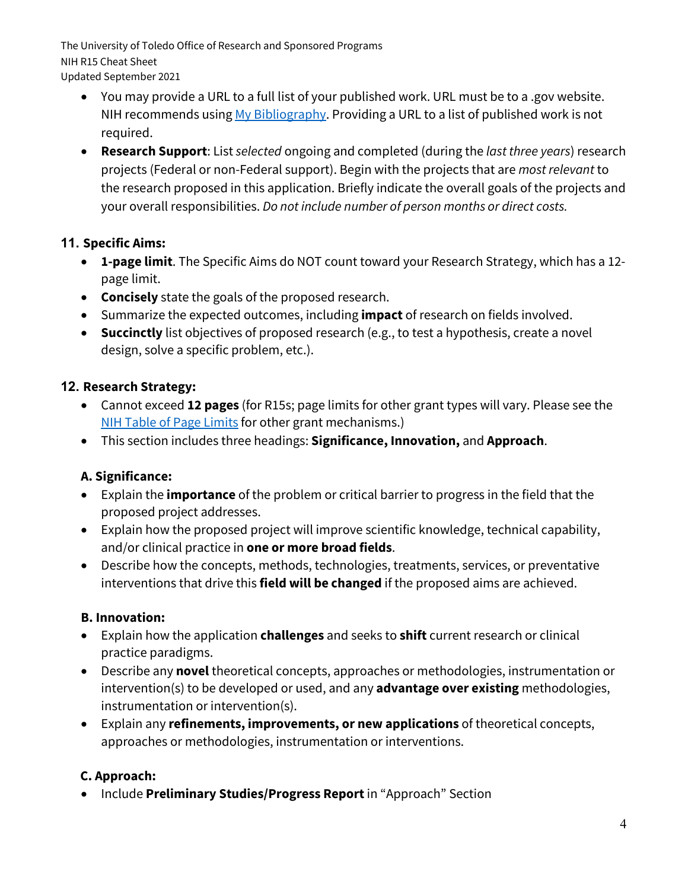- You may provide a URL to a full list of your published work. URL must be to a .gov website. NIH recommends using [My Bibliography](). Providing a URL to a list of published work is not required.
- **Research Support**: List *selected* ongoing and completed (during the *last three years*) research projects (Federal or non-Federal support). Begin with the projects that are *most relevant* to the research proposed in this application. Briefly indicate the overall goals of the projects and your overall responsibilities. *Do not include number of person months or direct costs.*

## 11. Specific Aims:

- **1-page limit**. The Specific Aims do NOT count toward your Research Strategy, which has a 12-page limit.
- **Concisely** state the goals of the proposed research.
- Summarize the expected outcomes, including **impact** of research on fields involved.
- **Succinctly** list objectives of proposed research (e.g., to test a hypothesis, create a novel design, solve a specific problem, etc.).

## 12. Research Strategy:

- Cannot exceed **12 pages** (for R15s; page limits for other grant types will vary. Please see the [NIH Table of Page Limits]() for other grant mechanisms.)
- This section includes three headings: **Significance, Innovation,** and **Approach**.

### A. Significance:

- Explain the **importance** of the problem or critical barrier to progress in the field that the proposed project addresses.
- Explain how the proposed project will improve scientific knowledge, technical capability, and/or clinical practice in **one or more broad fields**.
- Describe how the concepts, methods, technologies, treatments, services, or preventative interventions that drive this **field will be changed** if the proposed aims are achieved.

### B. Innovation:

- Explain how the application **challenges** and seeks to **shift** current research or clinical practice paradigms.
- Describe any **novel** theoretical concepts, approaches or methodologies, instrumentation or intervention(s) to be developed or used, and any **advantage over existing** methodologies, instrumentation or intervention(s).
- Explain any **refinements, improvements, or new applications** of theoretical concepts, approaches or methodologies, instrumentation or interventions.

### C. Approach:

- Include **Preliminary Studies/Progress Report** in "Approach" Section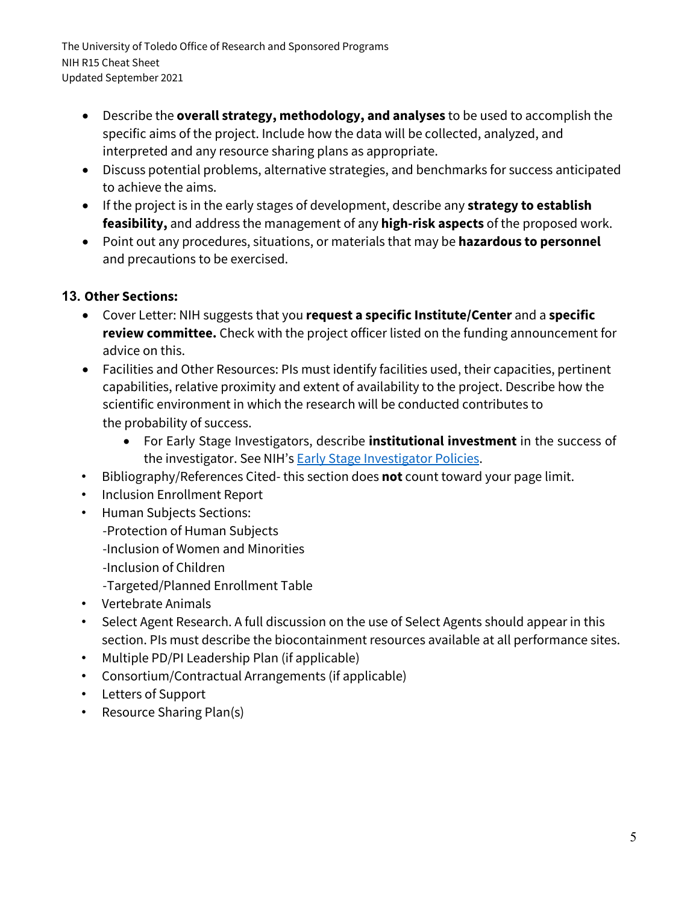- Describe the **overall strategy, methodology, and analyses** to be used to accomplish the specific aims of the project. Include how the data will be collected, analyzed, and interpreted and any resource sharing plans as appropriate.
- Discuss potential problems, alternative strategies, and benchmarks for success anticipated to achieve the aims.
- If the project is in the early stages of development, describe any **strategy to establish feasibility,** and address the management of any **high-risk aspects** of the proposed work.
- Point out any procedures, situations, or materials that may be **hazardous to personnel** and precautions to be exercised.

## 13. Other Sections:

- Cover Letter: NIH suggests that you **request a specific Institute/Center** and a **specific review committee.** Check with the project officer listed on the funding announcement for advice on this.
- Facilities and Other Resources: PIs must identify facilities used, their capacities, pertinent capabilities, relative proximity and extent of availability to the project. Describe how the scientific environment in which the research will be conducted contributes to the probability of success.
    - For Early Stage Investigators, describe **institutional investment** in the success of the investigator. See NIH's [Early Stage Investigator Policies](Early Stage Investigator Policies).
- Bibliography/References Cited- this section does **not** count toward your page limit.
- Inclusion Enrollment Report
- Human Subjects Sections:
  -Protection of Human Subjects
  -Inclusion of Women and Minorities
  -Inclusion of Children
  -Targeted/Planned Enrollment Table
- Vertebrate Animals
- Select Agent Research. A full discussion on the use of Select Agents should appear in this section. PIs must describe the biocontainment resources available at all performance sites.
- Multiple PD/PI Leadership Plan (if applicable)
- Consortium/Contractual Arrangements (if applicable)
- Letters of Support
- Resource Sharing Plan(s)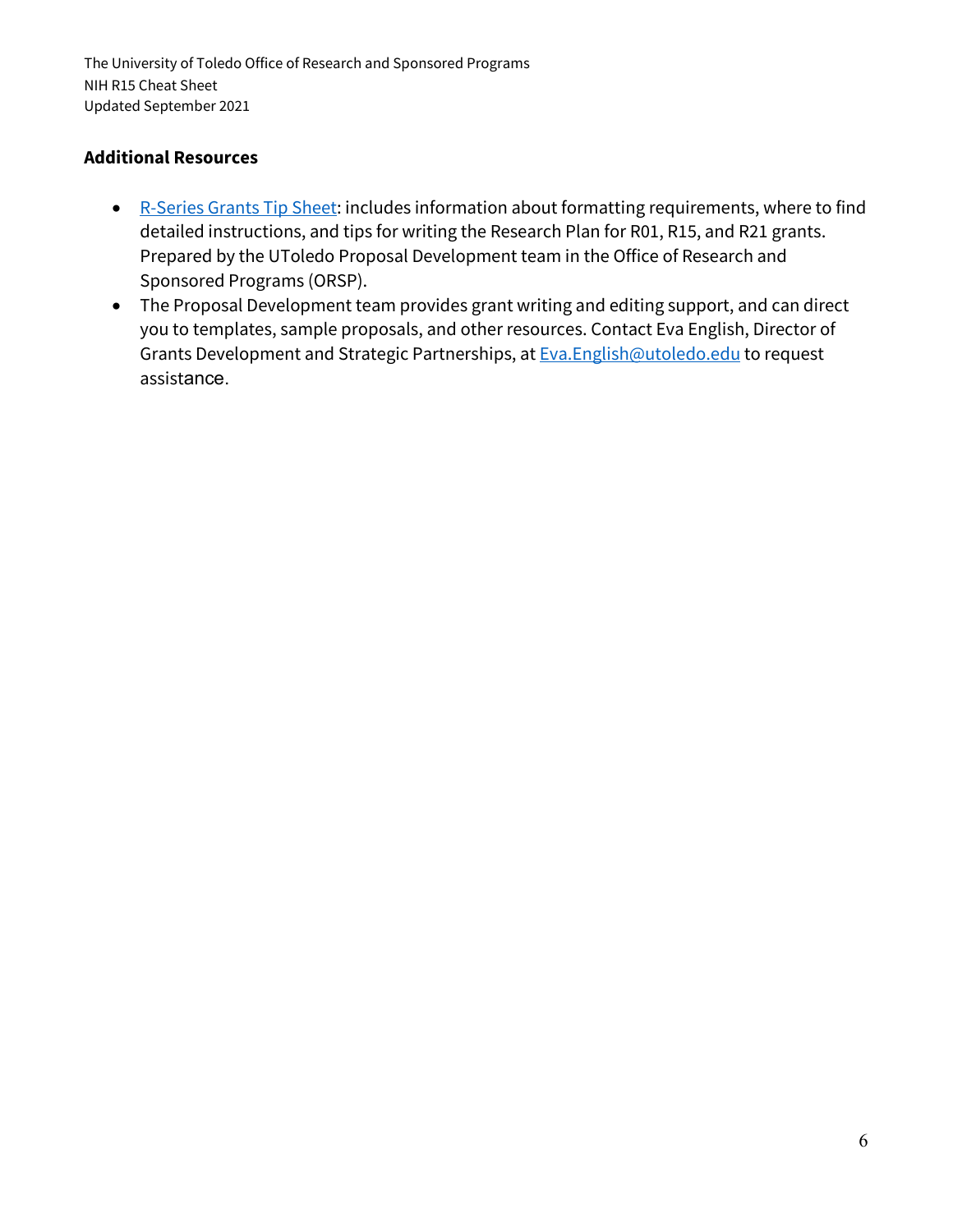## Additional Resources

- R-Series Grants Tip Sheet: includes information about formatting requirements, where to find detailed instructions, and tips for writing the Research Plan for R01, R15, and R21 grants. Prepared by the UToledo Proposal Development team in the Office of Research and Sponsored Programs (ORSP).
- The Proposal Development team provides grant writing and editing support, and can direct you to templates, sample proposals, and other resources. Contact Eva English, Director of Grants Development and Strategic Partnerships, at Eva.English@utoledo.edu to request assistance.